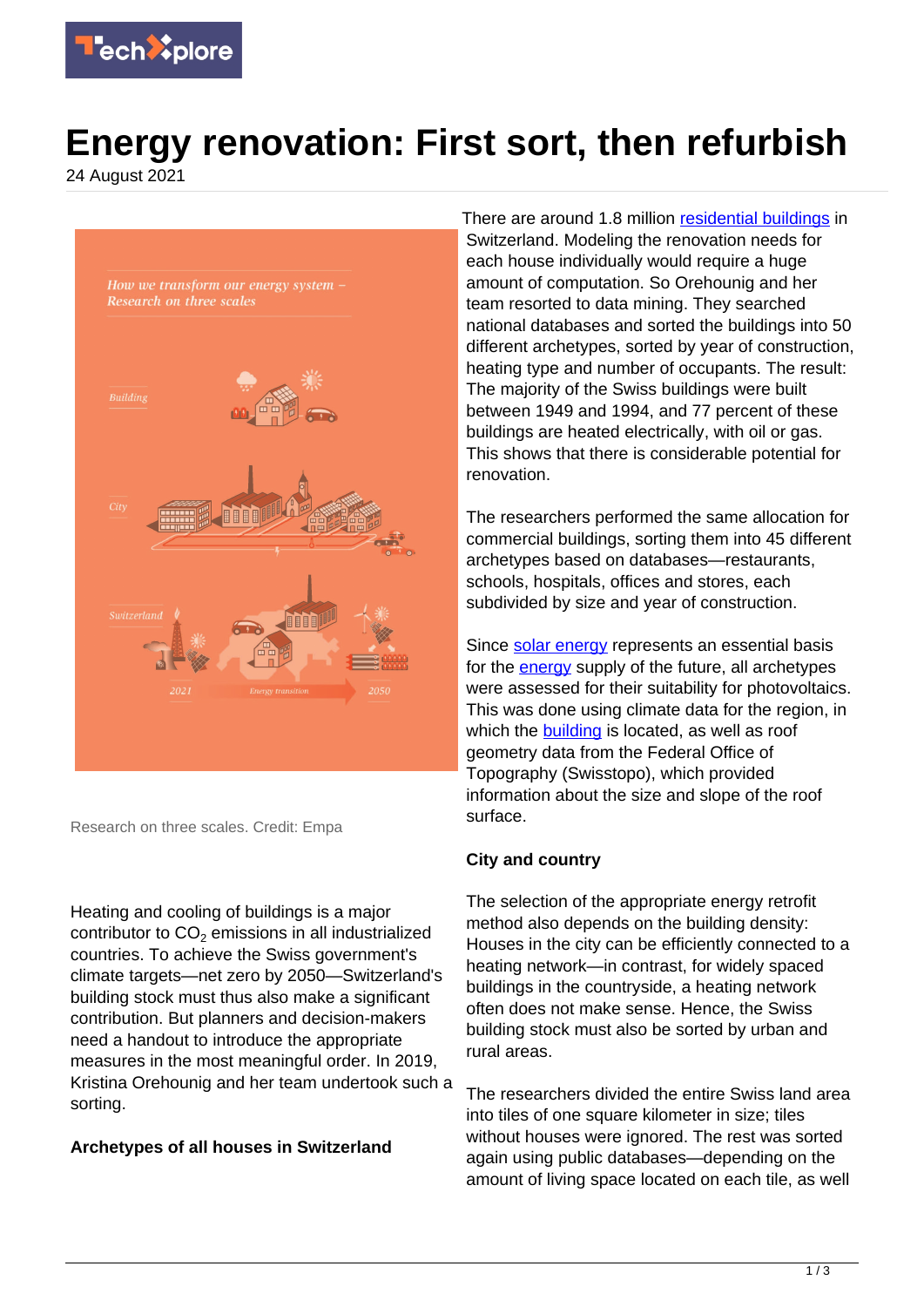# Energy renovation: First sort, then refurbish

24 August 2021

Research on three scales. Credit: Empa

Heating and cooling of buildings is a major contributor to $CO_2$ emissions in all industrialized countries. To achieve the Swiss government's climate targets—net zero by 2050—Switzerland's building stock must thus also make a significant contribution. But planners and decision-makers need a handout to introduce the appropriate measures in the most meaningful order. In 2019, Kristina Orehounig and her team undertook such a sorting.

**Archetypes of all houses in Switzerland**

There are around 1.8 million residential buildings in Switzerland. Modeling the renovation needs for each house individually would require a huge amount of computation. So Orehounig and her team resorted to data mining. They searched national databases and sorted the buildings into 50 different archetypes, sorted by year of construction, heating type and number of occupants. The result: The majority of the Swiss buildings were built between 1949 and 1994, and 77 percent of these buildings are heated electrically, with oil or gas. This shows that there is considerable potential for renovation.

The researchers performed the same allocation for commercial buildings, sorting them into 45 different archetypes based on databases—restaurants, schools, hospitals, offices and stores, each subdivided by size and year of construction.

Since solar energy represents an essential basis for the energy supply of the future, all archetypes were assessed for their suitability for photovoltaics. This was done using climate data for the region, in which the building is located, as well as roof geometry data from the Federal Office of Topography (Swisstopo), which provided information about the size and slope of the roof surface.

**City and country**

The selection of the appropriate energy retrofit method also depends on the building density: Houses in the city can be efficiently connected to a heating network—in contrast, for widely spaced buildings in the countryside, a heating network often does not make sense. Hence, the Swiss building stock must also be sorted by urban and rural areas.

The researchers divided the entire Swiss land area into tiles of one square kilometer in size; tiles without houses were ignored. The rest was sorted again using public databases—depending on the amount of living space located on each tile, as well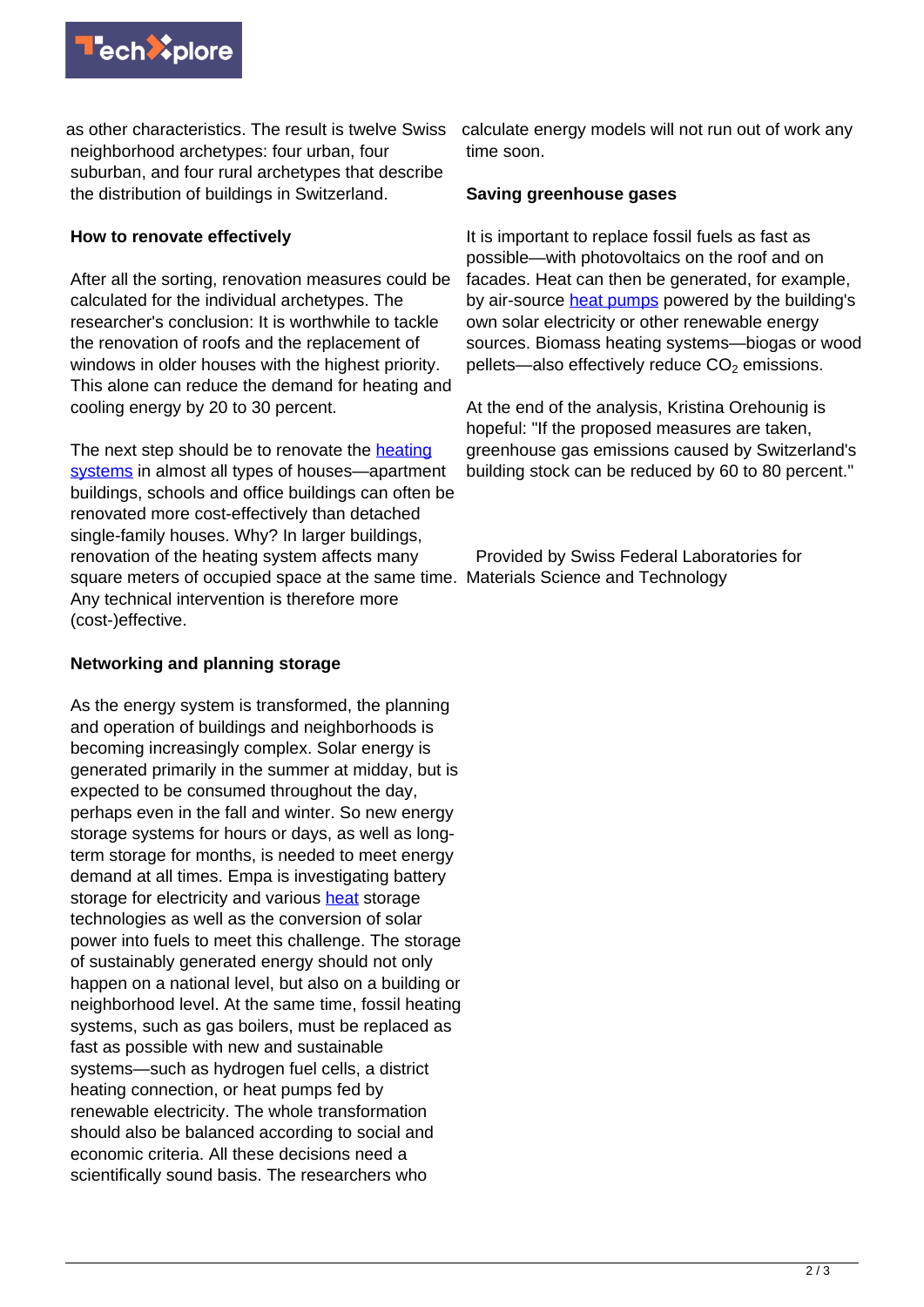as other characteristics. The result is twelve Swiss neighborhood archetypes: four urban, four suburban, and four rural archetypes that describe the distribution of buildings in Switzerland.

## How to renovate effectively

After all the sorting, renovation measures could be calculated for the individual archetypes. The researcher's conclusion: It is worthwhile to tackle the renovation of roofs and the replacement of windows in older houses with the highest priority. This alone can reduce the demand for heating and cooling energy by 20 to 30 percent.

The next step should be to renovate the heating systems in almost all types of houses—apartment buildings, schools and office buildings can often be renovated more cost-effectively than detached single-family houses. Why? In larger buildings, renovation of the heating system affects many square meters of occupied space at the same time. Any technical intervention is therefore more (cost-)effective.

## Networking and planning storage

As the energy system is transformed, the planning and operation of buildings and neighborhoods is becoming increasingly complex. Solar energy is generated primarily in the summer at midday, but is expected to be consumed throughout the day, perhaps even in the fall and winter. So new energy storage systems for hours or days, as well as long-term storage for months, is needed to meet energy demand at all times. Empa is investigating battery storage for electricity and various heat storage technologies as well as the conversion of solar power into fuels to meet this challenge. The storage of sustainably generated energy should not only happen on a national level, but also on a building or neighborhood level. At the same time, fossil heating systems, such as gas boilers, must be replaced as fast as possible with new and sustainable systems—such as hydrogen fuel cells, a district heating connection, or heat pumps fed by renewable electricity. The whole transformation should also be balanced according to social and economic criteria. All these decisions need a scientifically sound basis. The researchers who calculate energy models will not run out of work any time soon.

## Saving greenhouse gases

It is important to replace fossil fuels as fast as possible—with photovoltaics on the roof and on facades. Heat can then be generated, for example, by air-source heat pumps powered by the building's own solar electricity or other renewable energy sources. Biomass heating systems—biogas or wood pellets—also effectively reduce $CO_2$ emissions.

At the end of the analysis, Kristina Orehounig is hopeful: "If the proposed measures are taken, greenhouse gas emissions caused by Switzerland's building stock can be reduced by 60 to 80 percent."

Provided by Swiss Federal Laboratories for Materials Science and Technology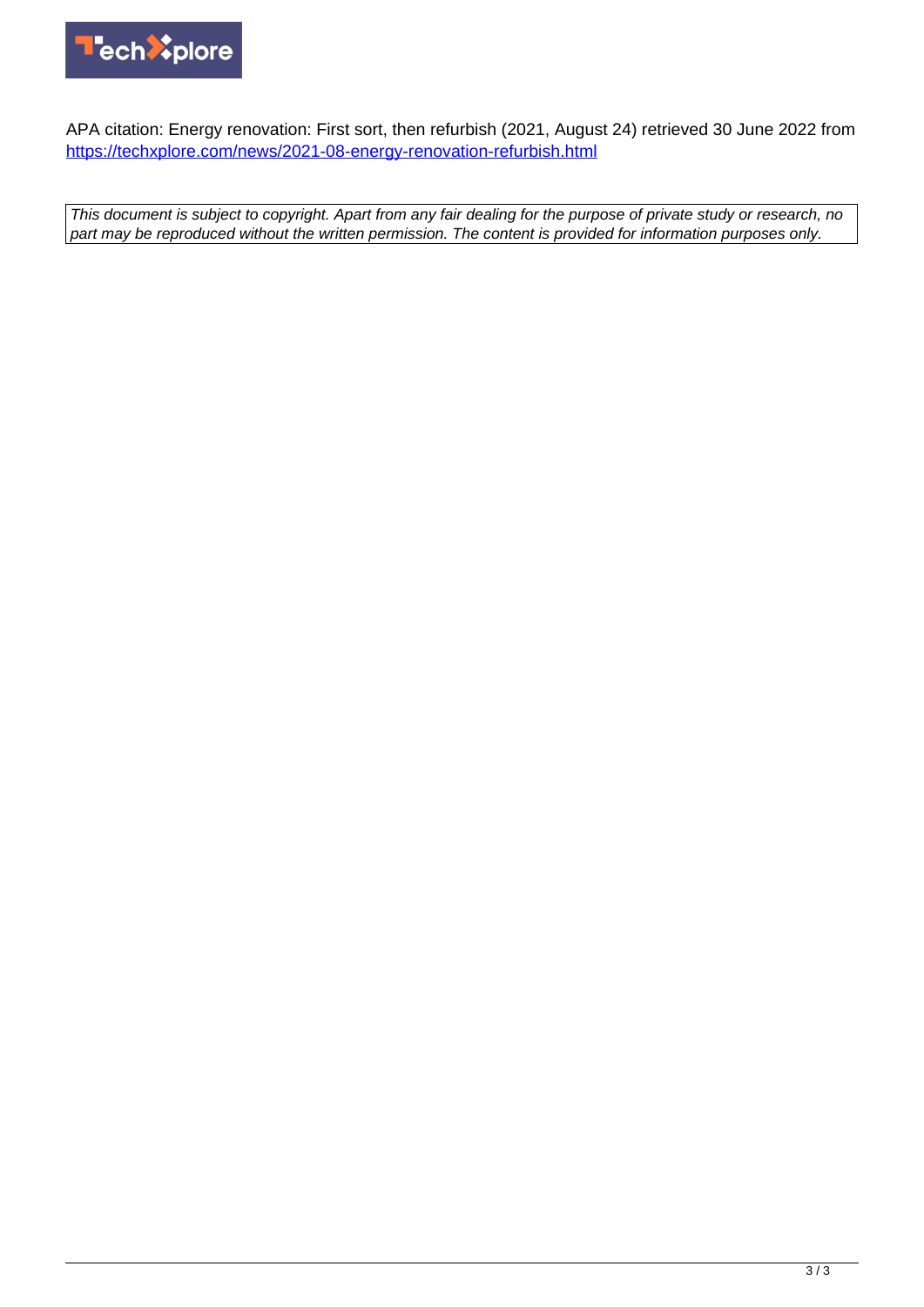APA citation: Energy renovation: First sort, then refurbish (2021, August 24) retrieved 30 June 2022 from https://techxplore.com/news/2021-08-energy-renovation-refurbish.html

*This document is subject to copyright. Apart from any fair dealing for the purpose of private study or research, no part may be reproduced without the written permission. The content is provided for information purposes only.*